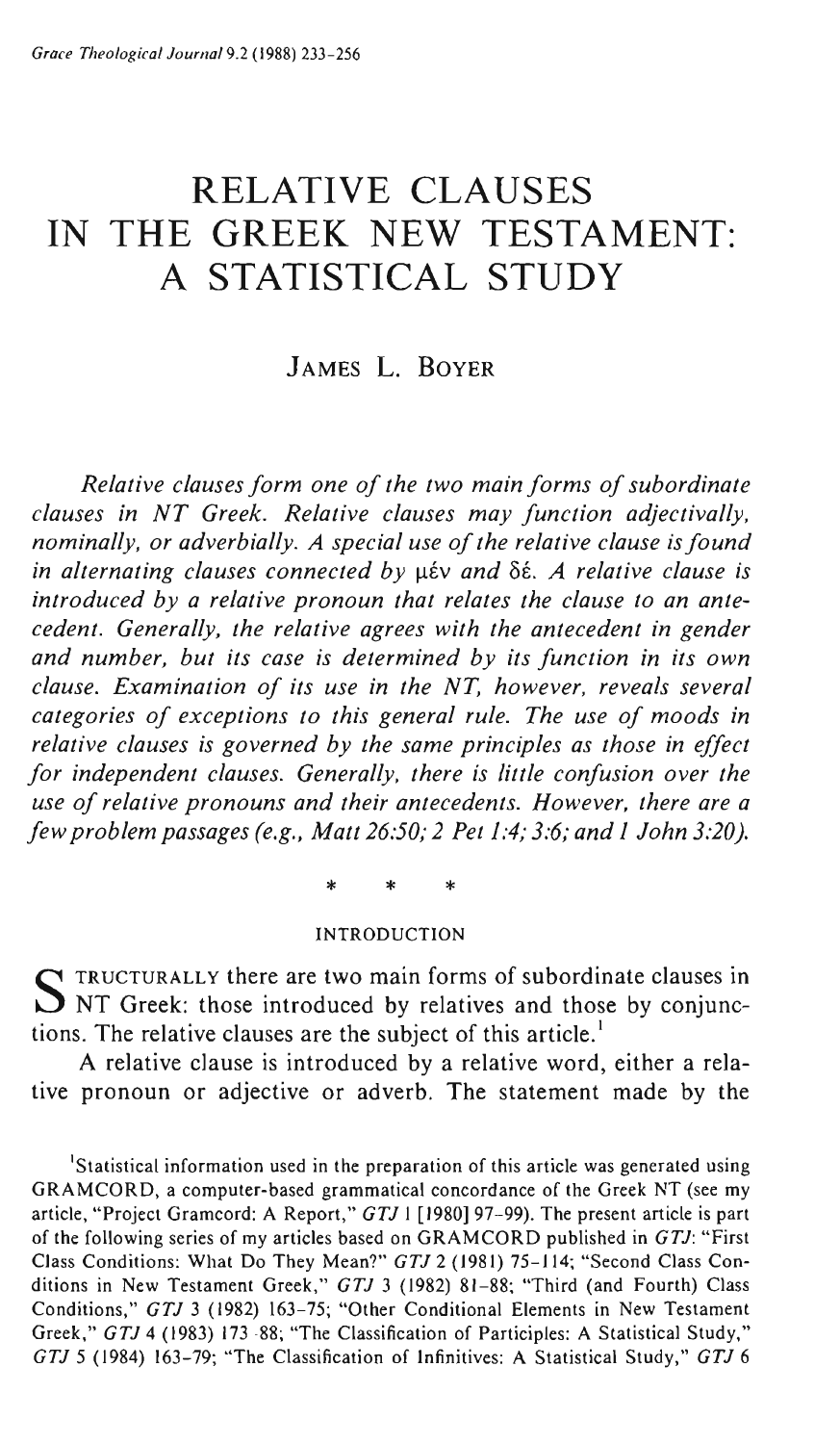# RELATIVE CLAUSES IN THE GREEK NEW TESTAMENT: A STATISTICAL STUDY

JAMES L. BOYER

*Relative clauses form one of the two main forms of subordinate clauses in NT Greek. Relative clauses may function adjectivally, nominally, or adverbially. A special use of the relative clause is found in alternating clauses connected by* μέν *and* δέ. *A relative clause is introduced by a relative pronoun that relates the clause to an antecedent. Generally, the relative agrees with the antecedent in gender and number, but its case is determined by its function in its own clause. Examination of its use in the NT, however, reveals several categories of exceptions to this general rule. The use of moods in relative clauses is governed by the same principles as those in effect for independent clauses. Generally, there is little confusion over the use of relative pronouns and their antecedents. However, there are a few problem passages (e.g., Matt 26:50; 2 Pet 1:4; 3:6; and 1 John 3:20).*

\* \* \*

## INTRODUCTION

STRUCTURALLY there are two main forms of subordinate clauses in NT Greek: those introduced by relatives and those by conjunctions. The relative clauses are the subject of this article.[1]

A relative clause is introduced by a relative word, either a relative pronoun or adjective or adverb. The statement made by the

[1] Statistical information used in the preparation of this article was generated using GRAMCORD, a computer-based grammatical concordance of the Greek NT (see my article, "Project Gramcord: A Report," *GTJ* 1 [1980] 97–99). The present article is part of the following series of my articles based on GRAMCORD published in *GTJ*: "First Class Conditions: What Do They Mean?" *GTJ* 2 (1981) 75–114; "Second Class Conditions in New Testament Greek," *GTJ* 3 (1982) 81–88; "Third (and Fourth) Class Conditions," *GTJ* 3 (1982) 163–75; "Other Conditional Elements in New Testament Greek," *GTJ* 4 (1983) 173–88; "The Classification of Participles: A Statistical Study," *GTJ* 5 (1984) 163–79; "The Classification of Infinitives: A Statistical Study," *GTJ* 6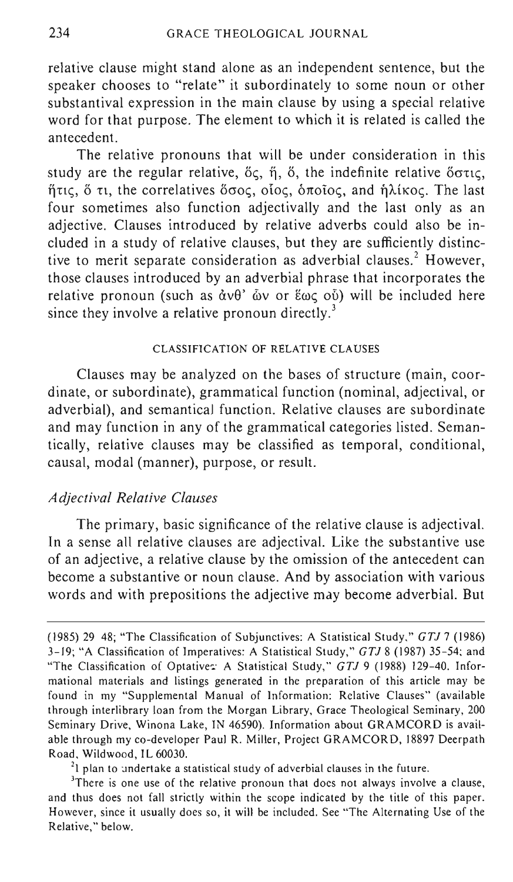relative clause might stand alone as an independent sentence, but the speaker chooses to "relate" it subordinately to some noun or other substantival expression in the main clause by using a special relative word for that purpose. The element to which it is related is called the antecedent.

The relative pronouns that will be under consideration in this study are the regular relative, ὅς, ἥ, ὅ, the indefinite relative ὅστις, ἥτις, ὅ τι, the correlatives ὅσος, οἷος, ὁποῖος, and ἡλίκος. The last four sometimes also function adjectivally and the last only as an adjective. Clauses introduced by relative adverbs could also be included in a study of relative clauses, but they are sufficiently distinctive to merit separate consideration as adverbial clauses.[2] However, those clauses introduced by an adverbial phrase that incorporates the relative pronoun (such as ἀνθ' ὧν or ἕως οὗ) will be included here since they involve a relative pronoun directly.[3]

## CLASSIFICATION OF RELATIVE CLAUSES

Clauses may be analyzed on the bases of structure (main, coordinate, or subordinate), grammatical function (nominal, adjectival, or adverbial), and semantical function. Relative clauses are subordinate and may function in any of the grammatical categories listed. Semantically, relative clauses may be classified as temporal, conditional, causal, modal (manner), purpose, or result.

### *Adjectival Relative Clauses*

The primary, basic significance of the relative clause is adjectival. In a sense all relative clauses are adjectival. Like the substantive use of an adjective, a relative clause by the omission of the antecedent can become a substantive or noun clause. And by association with various words and with prepositions the adjective may become adverbial. But

---

(1985) 29 48; "The Classification of Subjunctives: A Statistical Study," *GTJ* 7 (1986) 3-19; "A Classification of Imperatives: A Statistical Study," *GTJ* 8 (1987) 35-54; and "The Classification of Optatives: A Statistical Study," *GTJ* 9 (1988) 129-40. Informational materials and listings generated in the preparation of this article may be found in my "Supplemental Manual of Information: Relative Clauses" (available through interlibrary loan from the Morgan Library, Grace Theological Seminary, 200 Seminary Drive, Winona Lake, IN 46590). Information about GRAMCORD is available through my co-developer Paul R. Miller, Project GRAMCORD, 18897 Deerpath Road, Wildwood, IL 60030.

[2] I plan to undertake a statistical study of adverbial clauses in the future.

[3] There is one use of the relative pronoun that does not always involve a clause, and thus does not fall strictly within the scope indicated by the title of this paper. However, since it usually does so, it will be included. See "The Alternating Use of the Relative," below.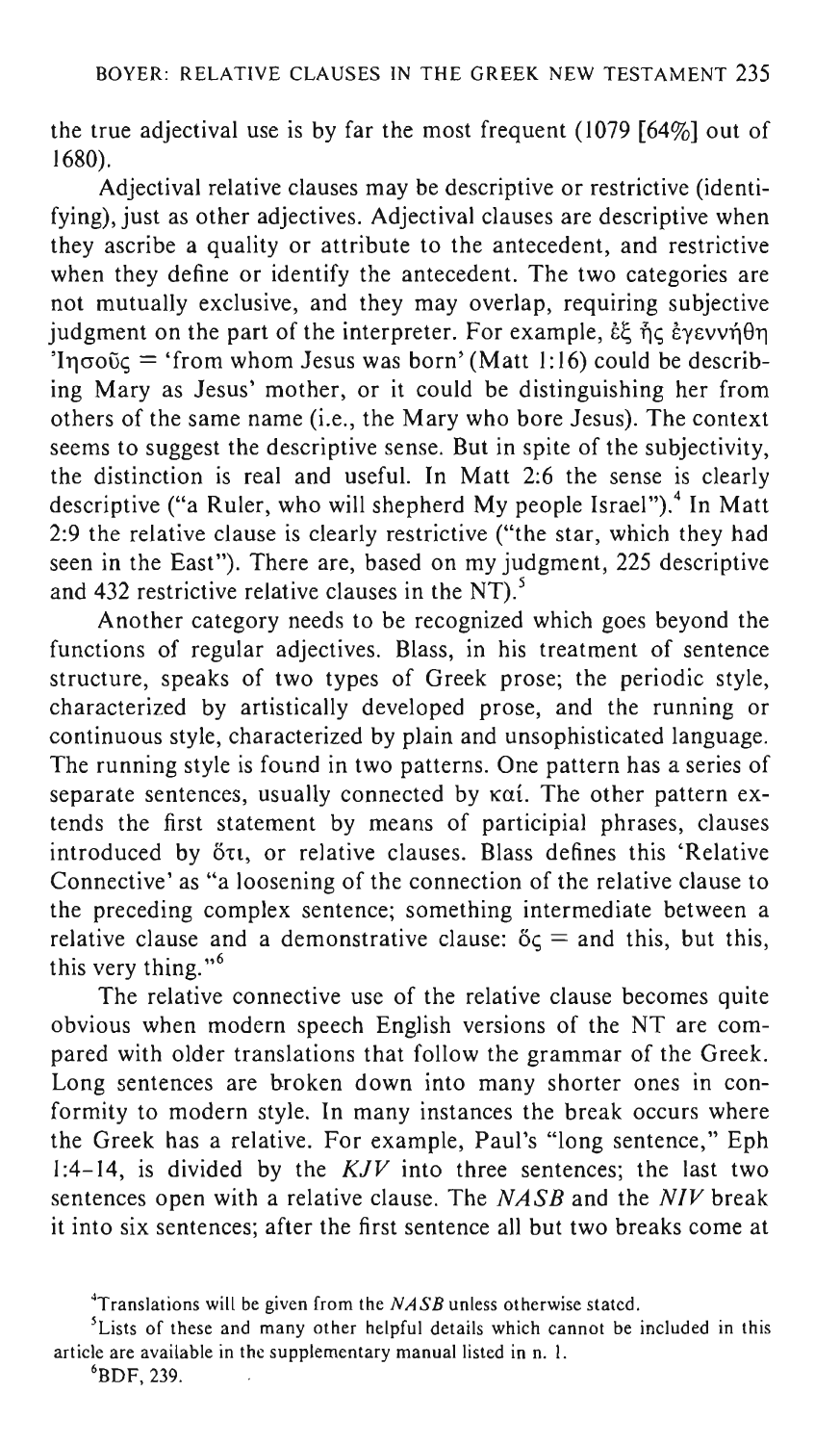the true adjectival use is by far the most frequent (1079 [64%] out of 1680).

Adjectival relative clauses may be descriptive or restrictive (identifying), just as other adjectives. Adjectival clauses are descriptive when they ascribe a quality or attribute to the antecedent, and restrictive when they define or identify the antecedent. The two categories are not mutually exclusive, and they may overlap, requiring subjective judgment on the part of the interpreter. For example, ἐξ ἧς ἐγεννήθη Ἰησοῦς = 'from whom Jesus was born' (Matt 1:16) could be describing Mary as Jesus' mother, or it could be distinguishing her from others of the same name (i.e., the Mary who bore Jesus). The context seems to suggest the descriptive sense. But in spite of the subjectivity, the distinction is real and useful. In Matt 2:6 the sense is clearly descriptive ("a Ruler, who will shepherd My people Israel").[4] In Matt 2:9 the relative clause is clearly restrictive ("the star, which they had seen in the East"). There are, based on my judgment, 225 descriptive and 432 restrictive relative clauses in the NT).[5]

Another category needs to be recognized which goes beyond the functions of regular adjectives. Blass, in his treatment of sentence structure, speaks of two types of Greek prose; the periodic style, characterized by artistically developed prose, and the running or continuous style, characterized by plain and unsophisticated language. The running style is found in two patterns. One pattern has a series of separate sentences, usually connected by καί. The other pattern extends the first statement by means of participial phrases, clauses introduced by ὅτι, or relative clauses. Blass defines this 'Relative Connective' as "a loosening of the connection of the relative clause to the preceding complex sentence; something intermediate between a relative clause and a demonstrative clause: ὅς = and this, but this, this very thing."[6]

The relative connective use of the relative clause becomes quite obvious when modern speech English versions of the NT are compared with older translations that follow the grammar of the Greek. Long sentences are broken down into many shorter ones in conformity to modern style. In many instances the break occurs where the Greek has a relative. For example, Paul's "long sentence," Eph 1:4–14, is divided by the *KJV* into three sentences; the last two sentences open with a relative clause. The *NASB* and the *NIV* break it into six sentences; after the first sentence all but two breaks come at

[4]Translations will be given from the *NASB* unless otherwise stated.

[5]Lists of these and many other helpful details which cannot be included in this article are available in the supplementary manual listed in n. 1.

[6]BDF, 239.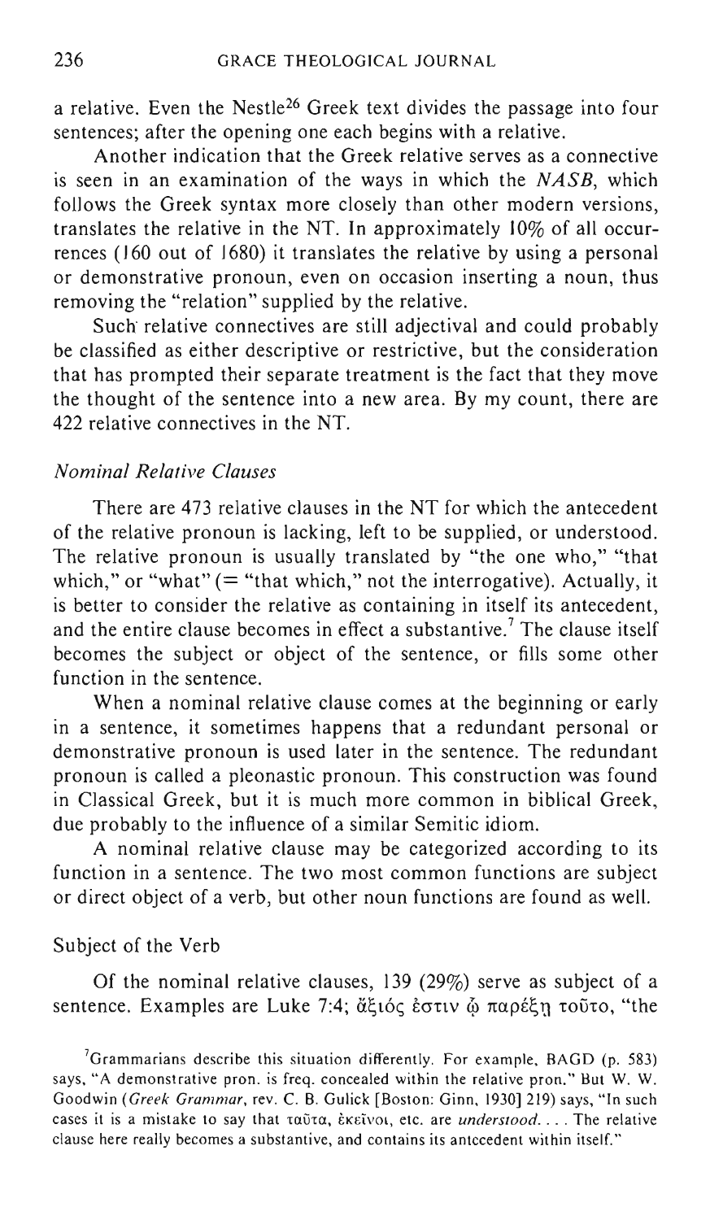a relative. Even the Nestle[26] Greek text divides the passage into four sentences; after the opening one each begins with a relative.

Another indication that the Greek relative serves as a connective is seen in an examination of the ways in which the *NASB*, which follows the Greek syntax more closely than other modern versions, translates the relative in the NT. In approximately 10% of all occurrences (160 out of 1680) it translates the relative by using a personal or demonstrative pronoun, even on occasion inserting a noun, thus removing the "relation" supplied by the relative.

Such relative connectives are still adjectival and could probably be classified as either descriptive or restrictive, but the consideration that has prompted their separate treatment is the fact that they move the thought of the sentence into a new area. By my count, there are 422 relative connectives in the NT.

### *Nominal Relative Clauses*

There are 473 relative clauses in the NT for which the antecedent of the relative pronoun is lacking, left to be supplied, or understood. The relative pronoun is usually translated by "the one who," "that which," or "what" (= "that which," not the interrogative). Actually, it is better to consider the relative as containing in itself its antecedent, and the entire clause becomes in effect a substantive.[7] The clause itself becomes the subject or object of the sentence, or fills some other function in the sentence.

When a nominal relative clause comes at the beginning or early in a sentence, it sometimes happens that a redundant personal or demonstrative pronoun is used later in the sentence. The redundant pronoun is called a pleonastic pronoun. This construction was found in Classical Greek, but it is much more common in biblical Greek, due probably to the influence of a similar Semitic idiom.

A nominal relative clause may be categorized according to its function in a sentence. The two most common functions are subject or direct object of a verb, but other noun functions are found as well.

#### Subject of the Verb

Of the nominal relative clauses, 139 (29%) serve as subject of a sentence. Examples are Luke 7:4; ἄξιός ἐστιν ᾧ παρέξῃ τοῦτο, "the

[7] Grammarians describe this situation differently. For example, BAGD (p. 583) says, "A demonstrative pron. is freq. concealed within the relative pron." But W. W. Goodwin (*Greek Grammar*, rev. C. B. Gulick [Boston: Ginn, 1930] 219) says, "In such cases it is a mistake to say that ταῦτα, ἐκεῖνοι, etc. are *understood*. . . . The relative clause here really becomes a substantive, and contains its antecedent within itself."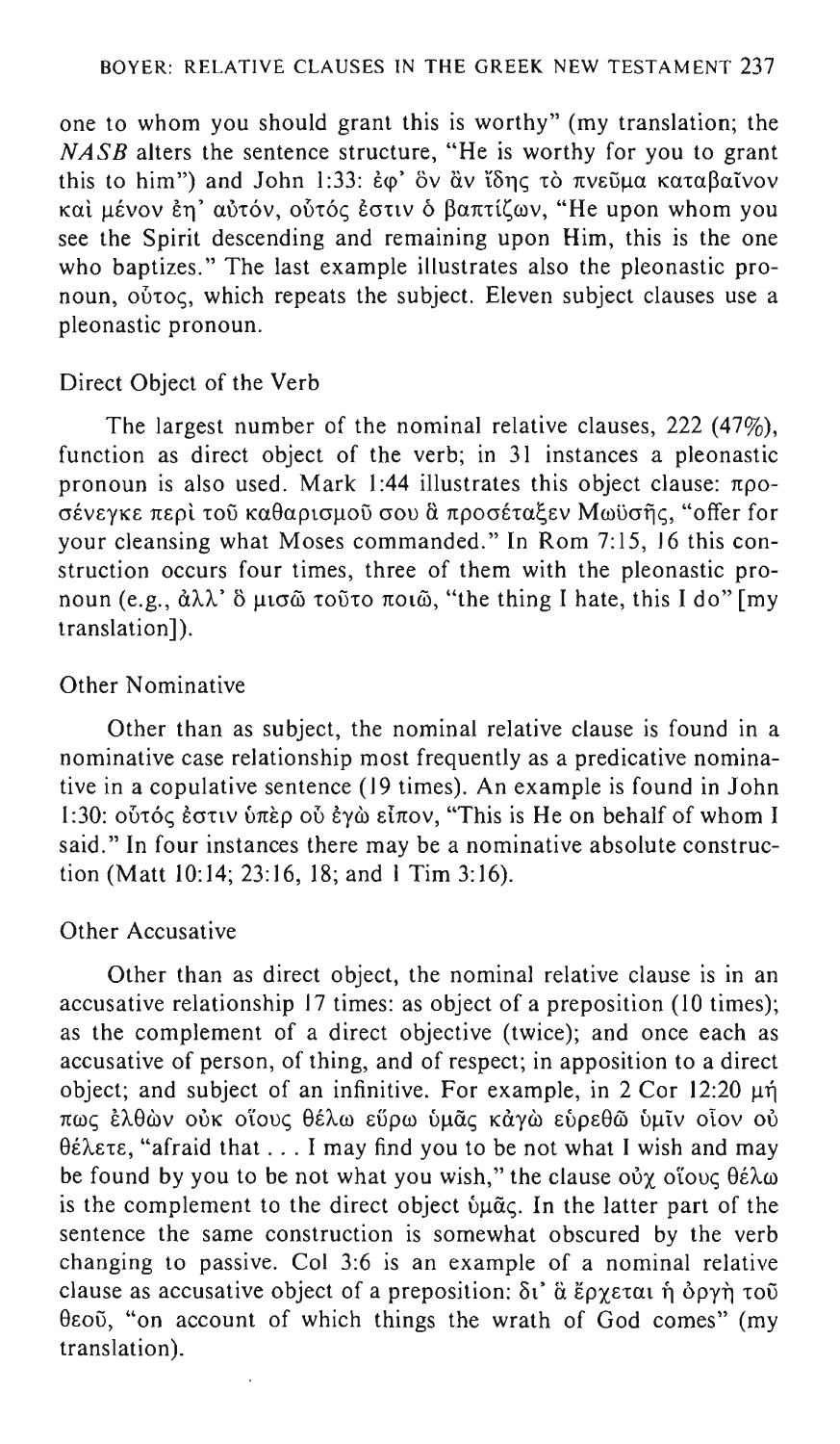one to whom you should grant this is worthy" (my translation; the *NASB* alters the sentence structure, "He is worthy for you to grant this to him") and John 1:33: ἐφ' ὃν ἂν ἴδῃς τὸ πνεῦμα καταβαῖνον καὶ μένον ἐπ' αὐτόν, οὗτός ἐστιν ὁ βαπτίζων, "He upon whom you see the Spirit descending and remaining upon Him, this is the one who baptizes." The last example illustrates also the pleonastic pronoun, οὗτος, which repeats the subject. Eleven subject clauses use a pleonastic pronoun.

### Direct Object of the Verb

The largest number of the nominal relative clauses, 222 (47%), function as direct object of the verb; in 31 instances a pleonastic pronoun is also used. Mark 1:44 illustrates this object clause: προσένεγκε περὶ τοῦ καθαρισμοῦ σου ἃ προσέταξεν Μωϋσῆς, "offer for your cleansing what Moses commanded." In Rom 7:15, 16 this construction occurs four times, three of them with the pleonastic pronoun (e.g., ἀλλ' ὃ μισῶ τοῦτο ποιῶ, "the thing I hate, this I do" [my translation]).

### Other Nominative

Other than as subject, the nominal relative clause is found in a nominative case relationship most frequently as a predicative nominative in a copulative sentence (19 times). An example is found in John 1:30: οὗτός ἐστιν ὑπὲρ οὗ ἐγὼ εἶπον, "This is He on behalf of whom I said." In four instances there may be a nominative absolute construction (Matt 10:14; 23:16, 18; and 1 Tim 3:16).

### Other Accusative

Other than as direct object, the nominal relative clause is in an accusative relationship 17 times: as object of a preposition (10 times); as the complement of a direct objective (twice); and once each as accusative of person, of thing, and of respect; in apposition to a direct object; and subject of an infinitive. For example, in 2 Cor 12:20 μή πως ἐλθὼν οὐκ οἵους θέλω εὕρω ὑμᾶς κἀγὼ εὑρεθῶ ὑμῖν οἷον οὐ θέλετε, "afraid that . . . I may find you to be not what I wish and may be found by you to be not what you wish," the clause οὐχ οἵους θέλω is the complement to the direct object ὑμᾶς. In the latter part of the sentence the same construction is somewhat obscured by the verb changing to passive. Col 3:6 is an example of a nominal relative clause as accusative object of a preposition: δι' ἃ ἔρχεται ἡ ὀργὴ τοῦ θεοῦ, "on account of which things the wrath of God comes" (my translation).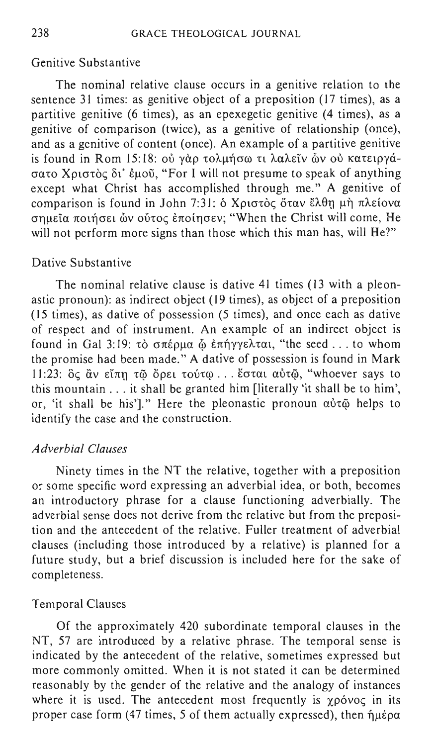Genitive Substantive

The nominal relative clause occurs in a genitive relation to the sentence 31 times: as genitive object of a preposition (17 times), as a partitive genitive (6 times), as an epexegetic genitive (4 times), as a genitive of comparison (twice), as a genitive of relationship (once), and as a genitive of content (once). An example of a partitive genitive is found in Rom 15:18: οὐ γὰρ τολμήσω τι λαλεῖν ὧν οὐ κατειργάσατο Χριστὸς δι' ἐμοῦ, "For I will not presume to speak of anything except what Christ has accomplished through me." A genitive of comparison is found in John 7:31: ὁ Χριστὸς ὅταν ἔλθῃ μὴ πλείονα σημεῖα ποιήσει ὧν οὗτος ἐποίησεν; "When the Christ will come, He will not perform more signs than those which this man has, will He?"

Dative Substantive

The nominal relative clause is dative 41 times (13 with a pleonastic pronoun): as indirect object (19 times), as object of a preposition (15 times), as dative of possession (5 times), and once each as dative of respect and of instrument. An example of an indirect object is found in Gal 3:19: τὸ σπέρμα ᾧ ἐπήγγελται, "the seed . . . to whom the promise had been made." A dative of possession is found in Mark 11:23: ὃς ἂν εἴπῃ τῷ ὄρει τούτῳ . . . ἔσται αὐτῷ, "whoever says to this mountain . . . it shall be granted him [literally 'it shall be to him', or, 'it shall be his']." Here the pleonastic pronoun αὐτῷ helps to identify the case and the construction.

### *Adverbial Clauses*

Ninety times in the NT the relative, together with a preposition or some specific word expressing an adverbial idea, or both, becomes an introductory phrase for a clause functioning adverbially. The adverbial sense does not derive from the relative but from the preposition and the antecedent of the relative. Fuller treatment of adverbial clauses (including those introduced by a relative) is planned for a future study, but a brief discussion is included here for the sake of completeness.

Temporal Clauses

Of the approximately 420 subordinate temporal clauses in the NT, 57 are introduced by a relative phrase. The temporal sense is indicated by the antecedent of the relative, sometimes expressed but more commonly omitted. When it is not stated it can be determined reasonably by the gender of the relative and the analogy of instances where it is used. The antecedent most frequently is χρόνος in its proper case form (47 times, 5 of them actually expressed), then ἡμέρα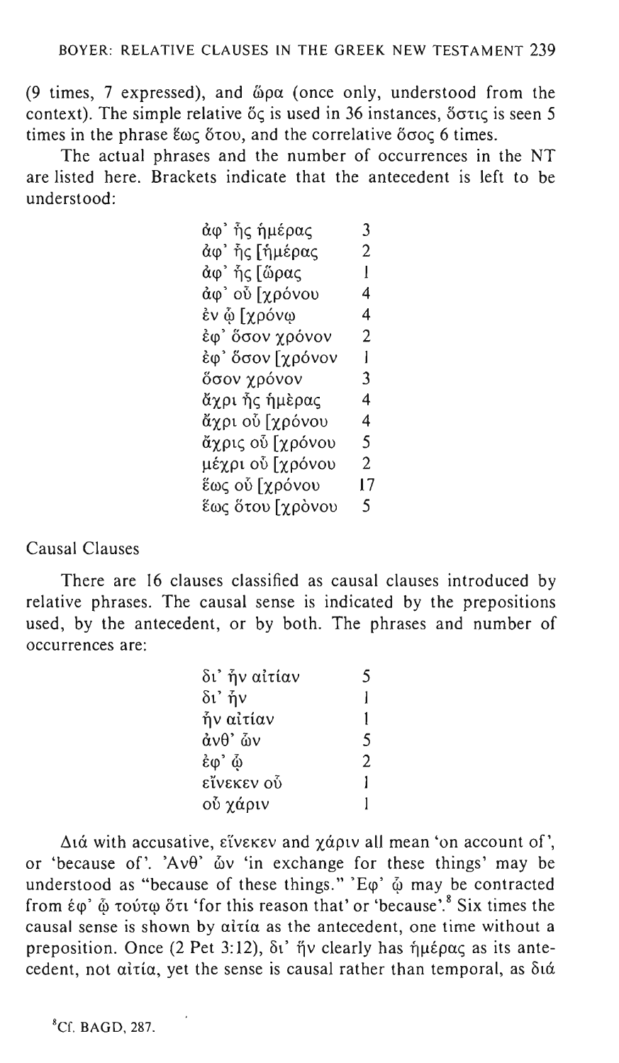(9 times, 7 expressed), and ὥρα (once only, understood from the context). The simple relative ὅς is used in 36 instances, ὅστις is seen 5 times in the phrase ἕως ὅτου, and the correlative ὅσος 6 times.

The actual phrases and the number of occurrences in the NT are listed here. Brackets indicate that the antecedent is left to be understood:

| | |
|---|---|
| ἀφ' ἧς ἡμέρας | 3 |
| ἀφ' ἧς [ἡμέρας | 2 |
| ἀφ' ἧς [ὥρας | 1 |
| ἀφ' οὗ [χρόνου | 4 |
| ἐν ᾧ [χρόνῳ | 4 |
| ἐφ' ὅσον χρόνον | 2 |
| ἐφ' ὅσον [χρόνον | 1 |
| ὅσον χρόνον | 3 |
| ἄχρι ἧς ἡμὲρας | 4 |
| ἄχρι οὗ [χρόνου | 4 |
| ἄχρις οὗ [χρόνου | 5 |
| μέχρι οὗ [χρόνου | 2 |
| ἕως οὗ [χρόνου | 17 |
| ἕως ὅτου [χρὸνου | 5 |

Causal Clauses

There are 16 clauses classified as causal clauses introduced by relative phrases. The causal sense is indicated by the prepositions used, by the antecedent, or by both. The phrases and number of occurrences are:

| | |
|---|---|
| δι' ἣν αἰτίαν | 5 |
| δι' ἥν | 1 |
| ἣν αἰτίαν | 1 |
| ἀνθ' ὧν | 5 |
| ἐφ' ᾧ | 2 |
| εἵνεκεν οὗ | 1 |
| οὗ χάριν | 1 |

Διά with accusative, εἵνεκεν and χάριν all mean 'on account of', or 'because of'. 'Ανθ' ὧν 'in exchange for these things' may be understood as "because of these things." 'Εφ' ᾧ may be contracted from ἐφ' ᾧ τούτῳ ὅτι 'for this reason that' or 'because'.[8] Six times the causal sense is shown by αἰτία as the antecedent, one time without a preposition. Once (2 Pet 3:12), δι' ἥν clearly has ἡμέρας as its antecedent, not αἰτία, yet the sense is causal rather than temporal, as διά

[8]Cf. BAGD, 287.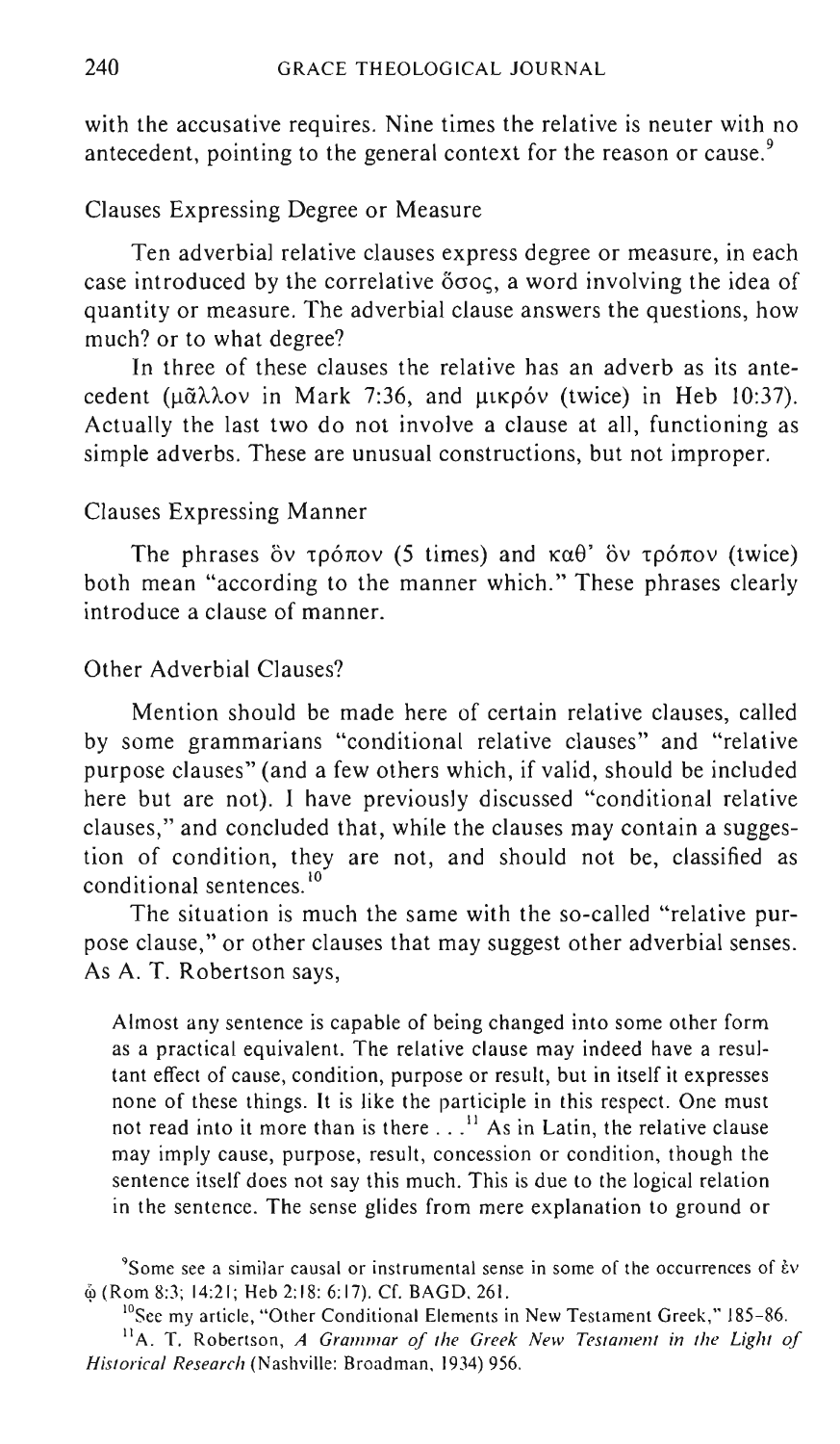with the accusative requires. Nine times the relative is neuter with no antecedent, pointing to the general context for the reason or cause.[9]

### Clauses Expressing Degree or Measure

Ten adverbial relative clauses express degree or measure, in each case introduced by the correlative ὅσος, a word involving the idea of quantity or measure. The adverbial clause answers the questions, how much? or to what degree?

In three of these clauses the relative has an adverb as its antecedent (μᾶλλον in Mark 7:36, and μικρόν (twice) in Heb 10:37). Actually the last two do not involve a clause at all, functioning as simple adverbs. These are unusual constructions, but not improper.

### Clauses Expressing Manner

The phrases ὃν τρόπον (5 times) and καθ' ὃν τρόπον (twice) both mean "according to the manner which." These phrases clearly introduce a clause of manner.

### Other Adverbial Clauses?

Mention should be made here of certain relative clauses, called by some grammarians "conditional relative clauses" and "relative purpose clauses" (and a few others which, if valid, should be included here but are not). I have previously discussed "conditional relative clauses," and concluded that, while the clauses may contain a suggestion of condition, they are not, and should not be, classified as conditional sentences.[10]

The situation is much the same with the so-called "relative purpose clause," or other clauses that may suggest other adverbial senses. As A. T. Robertson says,

> Almost any sentence is capable of being changed into some other form as a practical equivalent. The relative clause may indeed have a resultant effect of cause, condition, purpose or result, but in itself it expresses none of these things. It is like the participle in this respect. One must not read into it more than is there . . .[11] As in Latin, the relative clause may imply cause, purpose, result, concession or condition, though the sentence itself does not say this much. This is due to the logical relation in the sentence. The sense glides from mere explanation to ground or

[9]Some see a similar causal or instrumental sense in some of the occurrences of ἐν ᾧ (Rom 8:3; 14:21; Heb 2:18; 6:17). Cf. BAGD, 261.

[10]See my article, "Other Conditional Elements in New Testament Greek," 185–86.

[11]A. T. Robertson, *A Grammar of the Greek New Testament in the Light of Historical Research* (Nashville: Broadman, 1934) 956.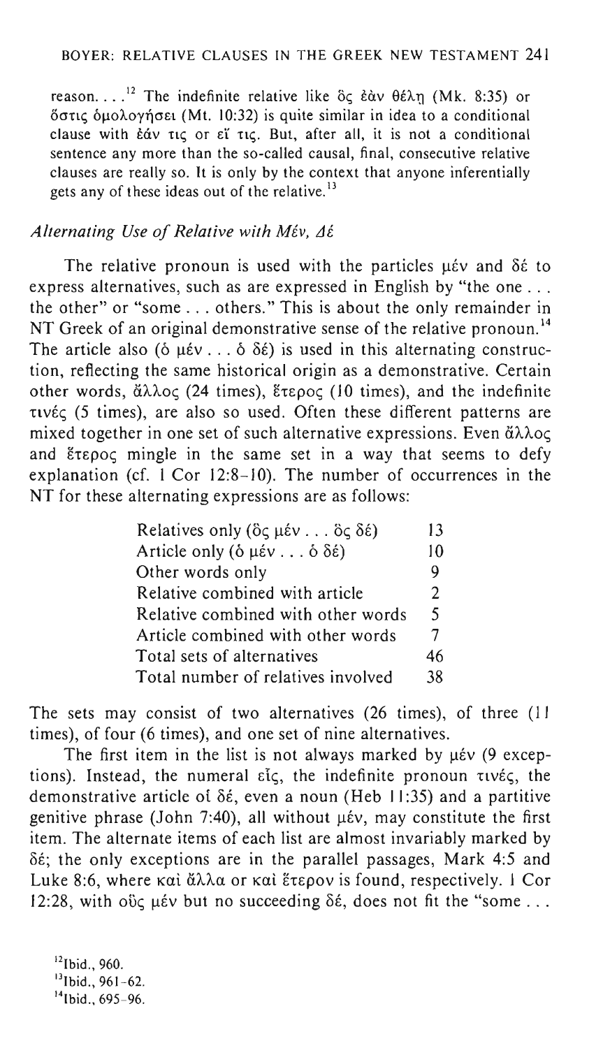reason. . . .[12] The indefinite relative like ὃς ἐὰν θέλῃ (Mk. 8:35) or ὅστις ὁμολογήσει (Mt. 10:32) is quite similar in idea to a conditional clause with ἐάν τις or εἴ τις. But, after all, it is not a conditional sentence any more than the so-called causal, final, consecutive relative clauses are really so. It is only by the context that anyone inferentially gets any of these ideas out of the relative.[13]

### *Alternating Use of Relative with Μέν, Δέ*

The relative pronoun is used with the particles μέν and δέ to express alternatives, such as are expressed in English by "the one . . . the other" or "some . . . others." This is about the only remainder in NT Greek of an original demonstrative sense of the relative pronoun.[14] The article also (ὁ μέν . . . ὁ δέ) is used in this alternating construction, reflecting the same historical origin as a demonstrative. Certain other words, ἄλλος (24 times), ἕτερος (10 times), and the indefinite τινές (5 times), are also so used. Often these different patterns are mixed together in one set of such alternative expressions. Even ἄλλος and ἕτερος mingle in the same set in a way that seems to defy explanation (cf. 1 Cor 12:8–10). The number of occurrences in the NT for these alternating expressions are as follows:

| | |
|---|---|
| Relatives only (ὃς μέν . . . ὃς δέ) | 13 |
| Article only (ὁ μέν . . . ὁ δέ) | 10 |
| Other words only | 9 |
| Relative combined with article | 2 |
| Relative combined with other words | 5 |
| Article combined with other words | 7 |
| Total sets of alternatives | 46 |
| Total number of relatives involved | 38 |

The sets may consist of two alternatives (26 times), of three (11 times), of four (6 times), and one set of nine alternatives.

The first item in the list is not always marked by μέν (9 exceptions). Instead, the numeral εἷς, the indefinite pronoun τινές, the demonstrative article οἱ δέ, even a noun (Heb 11:35) and a partitive genitive phrase (John 7:40), all without μέν, may constitute the first item. The alternate items of each list are almost invariably marked by δέ; the only exceptions are in the parallel passages, Mark 4:5 and Luke 8:6, where καὶ ἄλλα or καὶ ἕτερον is found, respectively. 1 Cor 12:28, with οὓς μέν but no succeeding δέ, does not fit the "some . . .

[12] Ibid., 960.
[13] Ibid., 961–62.
[14] Ibid., 695–96.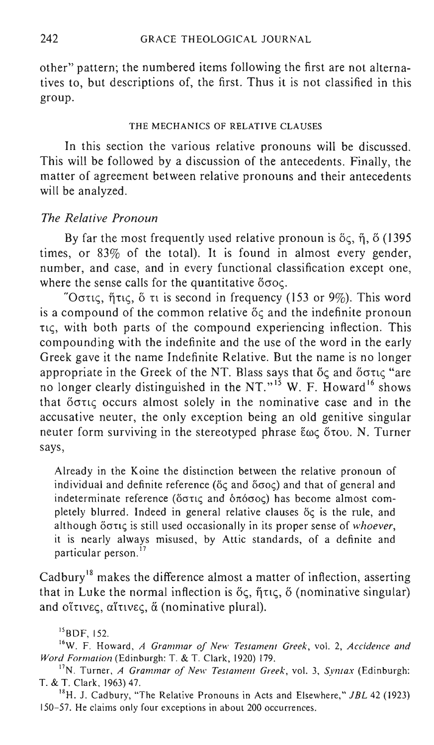other" pattern; the numbered items following the first are not alternatives to, but descriptions of, the first. Thus it is not classified in this group.

## THE MECHANICS OF RELATIVE CLAUSES

In this section the various relative pronouns will be discussed. This will be followed by a discussion of the antecedents. Finally, the matter of agreement between relative pronouns and their antecedents will be analyzed.

### *The Relative Pronoun*

By far the most frequently used relative pronoun is ὅς, ἥ, ὅ (1395 times, or 83% of the total). It is found in almost every gender, number, and case, and in every functional classification except one, where the sense calls for the quantitative ὅσος.

Ὅστις, ἥτις, ὅ τι is second in frequency (153 or 9%). This word is a compound of the common relative ὅς and the indefinite pronoun τις, with both parts of the compound experiencing inflection. This compounding with the indefinite and the use of the word in the early Greek gave it the name Indefinite Relative. But the name is no longer appropriate in the Greek of the NT. Blass says that ὅς and ὅστις "are no longer clearly distinguished in the NT."[15] W. F. Howard[16] shows that ὅστις occurs almost solely in the nominative case and in the accusative neuter, the only exception being an old genitive singular neuter form surviving in the stereotyped phrase ἕως ὅτου. N. Turner says,

> Already in the Koine the distinction between the relative pronoun of individual and definite reference (ὅς and ὅσος) and that of general and indeterminate reference (ὅστις and ὁπόσος) has become almost completely blurred. Indeed in general relative clauses ὅς is the rule, and although ὅστις is still used occasionally in its proper sense of *whoever*, it is nearly always misused, by Attic standards, of a definite and particular person.[17]

Cadbury[18] makes the difference almost a matter of inflection, asserting that in Luke the normal inflection is ὅς, ἥτις, ὅ (nominative singular) and οἵτινες, αἵτινες, ἅ (nominative plural).

---

[15] BDF, 152.

[16] W. F. Howard, *A Grammar of New Testament Greek*, vol. 2, *Accidence and Word Formation* (Edinburgh: T. & T. Clark, 1920) 179.

[17] N. Turner, *A Grammar of New Testament Greek*, vol. 3, *Syntax* (Edinburgh: T. & T. Clark, 1963) 47.

[18] H. J. Cadbury, "The Relative Pronouns in Acts and Elsewhere," *JBL* 42 (1923) 150–57. He claims only four exceptions in about 200 occurrences.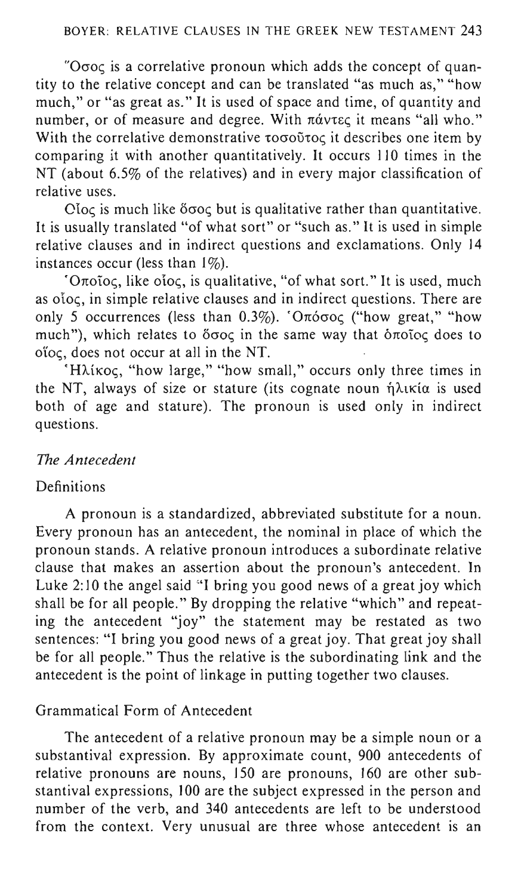῞Οσος is a correlative pronoun which adds the concept of quantity to the relative concept and can be translated "as much as," "how much," or "as great as." It is used of space and time, of quantity and number, or of measure and degree. With πάντες it means "all who." With the correlative demonstrative τοσοῦτος it describes one item by comparing it with another quantitatively. It occurs 110 times in the NT (about 6.5% of the relatives) and in every major classification of relative uses.

Οἷος is much like ὅσος but is qualitative rather than quantitative. It is usually translated "of what sort" or "such as." It is used in simple relative clauses and in indirect questions and exclamations. Only 14 instances occur (less than 1%).

῾Οποῖος, like οἷος, is qualitative, "of what sort." It is used, much as οἷος, in simple relative clauses and in indirect questions. There are only 5 occurrences (less than 0.3%). ῾Οπόσος ("how great," "how much"), which relates to ὅσος in the same way that ὁποῖος does to οἷος, does not occur at all in the NT.

῾Ηλίκος, "how large," "how small," occurs only three times in the NT, always of size or stature (its cognate noun ἡλικία is used both of age and stature). The pronoun is used only in indirect questions.

## *The Antecedent*

### Definitions

A pronoun is a standardized, abbreviated substitute for a noun. Every pronoun has an antecedent, the nominal in place of which the pronoun stands. A relative pronoun introduces a subordinate relative clause that makes an assertion about the pronoun's antecedent. In Luke 2:10 the angel said "I bring you good news of a great joy which shall be for all people." By dropping the relative "which" and repeating the antecedent "joy" the statement may be restated as two sentences: "I bring you good news of a great joy. That great joy shall be for all people." Thus the relative is the subordinating link and the antecedent is the point of linkage in putting together two clauses.

### Grammatical Form of Antecedent

The antecedent of a relative pronoun may be a simple noun or a substantival expression. By approximate count, 900 antecedents of relative pronouns are nouns, 150 are pronouns, 160 are other substantival expressions, 100 are the subject expressed in the person and number of the verb, and 340 antecedents are left to be understood from the context. Very unusual are three whose antecedent is an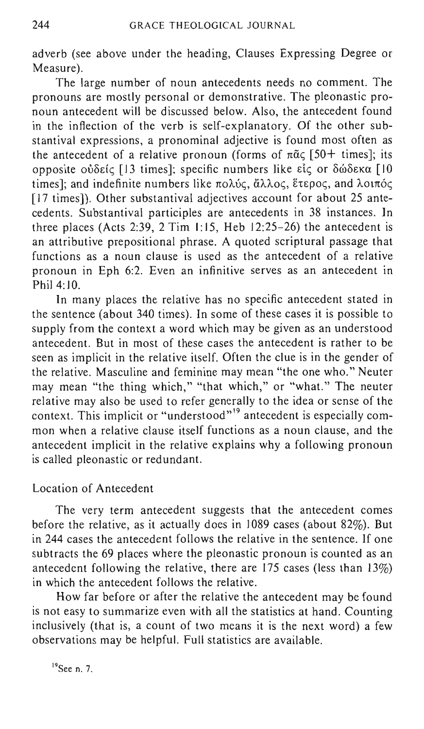adverb (see above under the heading, Clauses Expressing Degree or Measure).

The large number of noun antecedents needs no comment. The pronouns are mostly personal or demonstrative. The pleonastic pronoun antecedent will be discussed below. Also, the antecedent found in the inflection of the verb is self-explanatory. Of the other substantival expressions, a pronominal adjective is found most often as the antecedent of a relative pronoun (forms of πᾶς [50+ times]; its opposite οὐδείς [13 times]; specific numbers like εἷς or δώδεκα [10 times]; and indefinite numbers like πολύς, ἄλλος, ἕτερος, and λοιπός [17 times]). Other substantival adjectives account for about 25 antecedents. Substantival participles are antecedents in 38 instances. In three places (Acts 2:39, 2 Tim 1:15, Heb 12:25-26) the antecedent is an attributive prepositional phrase. A quoted scriptural passage that functions as a noun clause is used as the antecedent of a relative pronoun in Eph 6:2. Even an infinitive serves as an antecedent in Phil 4:10.

In many places the relative has no specific antecedent stated in the sentence (about 340 times). In some of these cases it is possible to supply from the context a word which may be given as an understood antecedent. But in most of these cases the antecedent is rather to be seen as implicit in the relative itself. Often the clue is in the gender of the relative. Masculine and feminine may mean "the one who." Neuter may mean "the thing which," "that which," or "what." The neuter relative may also be used to refer generally to the idea or sense of the context. This implicit or "understood"[19] antecedent is especially common when a relative clause itself functions as a noun clause, and the antecedent implicit in the relative explains why a following pronoun is called pleonastic or redundant.

## Location of Antecedent

The very term antecedent suggests that the antecedent comes before the relative, as it actually does in 1089 cases (about 82%). But in 244 cases the antecedent follows the relative in the sentence. If one subtracts the 69 places where the pleonastic pronoun is counted as an antecedent following the relative, there are 175 cases (less than 13%) in which the antecedent follows the relative.

How far before or after the relative the antecedent may be found is not easy to summarize even with all the statistics at hand. Counting inclusively (that is, a count of two means it is the next word) a few observations may be helpful. Full statistics are available.

[19] See n. 7.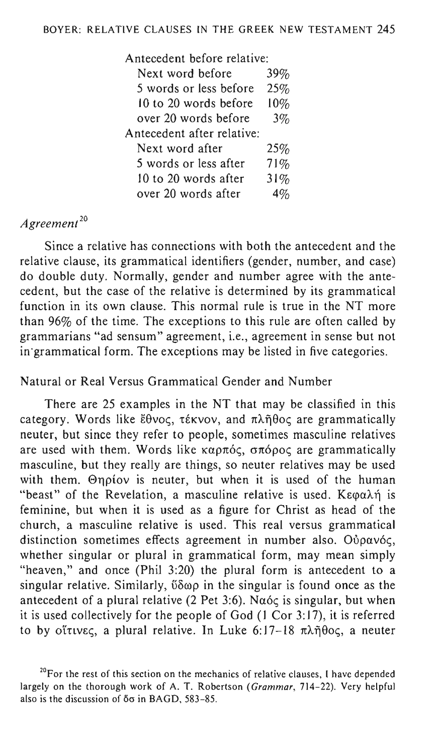| Antecedent before relative: | |
|---|---|
| Next word before | 39% |
| 5 words or less before | 25% |
| 10 to 20 words before | 10% |
| over 20 words before | 3% |
| Antecedent after relative: | |
| Next word after | 25% |
| 5 words or less after | 71% |
| 10 to 20 words after | 31% |
| over 20 words after | 4% |

### *Agreement*[20]

Since a relative has connections with both the antecedent and the relative clause, its grammatical identifiers (gender, number, and case) do double duty. Normally, gender and number agree with the antecedent, but the case of the relative is determined by its grammatical function in its own clause. This normal rule is true in the NT more than 96% of the time. The exceptions to this rule are often called by grammarians "ad sensum" agreement, i.e., agreement in sense but not in grammatical form. The exceptions may be listed in five categories.

#### Natural or Real Versus Grammatical Gender and Number

There are 25 examples in the NT that may be classified in this category. Words like ἔθνος, τέκνον, and πλῆθος are grammatically neuter, but since they refer to people, sometimes masculine relatives are used with them. Words like καρπός, σπόρος are grammatically masculine, but they really are things, so neuter relatives may be used with them. Θηρίον is neuter, but when it is used of the human "beast" of the Revelation, a masculine relative is used. Κεφαλή is feminine, but when it is used as a figure for Christ as head of the church, a masculine relative is used. This real versus grammatical distinction sometimes effects agreement in number also. Οὐρανός, whether singular or plural in grammatical form, may mean simply "heaven," and once (Phil 3:20) the plural form is antecedent to a singular relative. Similarly, ὕδωρ in the singular is found once as the antecedent of a plural relative (2 Pet 3:6). Ναός is singular, but when it is used collectively for the people of God (1 Cor 3:17), it is referred to by οἵτινες, a plural relative. In Luke 6:17–18 πλῆθος, a neuter

[20]For the rest of this section on the mechanics of relative clauses, I have depended largely on the thorough work of A. T. Robertson (*Grammar*, 714–22). Very helpful also is the discussion of ὅσ in BAGD, 583–85.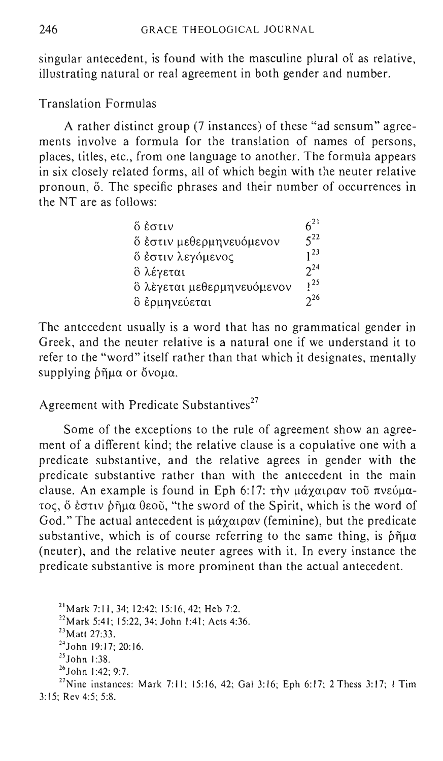singular antecedent, is found with the masculine plural οἵ as relative, illustrating natural or real agreement in both gender and number.

## Translation Formulas

A rather distinct group (7 instances) of these "ad sensum" agreements involve a formula for the translation of names of persons, places, titles, etc., from one language to another. The formula appears in six closely related forms, all of which begin with the neuter relative pronoun, ὅ. The specific phrases and their number of occurrences in the NT are as follows:

| | |
|---|---|
| ὅ ἐστιν | 6[21] |
| ὅ ἐστιν μεθερμηνευόμενον | 5[22] |
| ὅ ἐστιν λεγόμενος | 1[23] |
| ὃ λέγεται | 2[24] |
| ὃ λὲγεται μεθερμηνευόμενον | 1[25] |
| ὃ ἑρμηνεύεται | 2[26] |

The antecedent usually is a word that has no grammatical gender in Greek, and the neuter relative is a natural one if we understand it to refer to the "word" itself rather than that which it designates, mentally supplying ῥῆμα or ὄνομα.

## Agreement with Predicate Substantives[27]

Some of the exceptions to the rule of agreement show an agreement of a different kind; the relative clause is a copulative one with a predicate substantive, and the relative agrees in gender with the predicate substantive rather than with the antecedent in the main clause. An example is found in Eph 6:17: τὴν μάχαιραν τοῦ πνεύματος, ὅ ἐστιν ῥῆμα θεοῦ, "the sword of the Spirit, which is the word of God." The actual antecedent is μάχαιραν (feminine), but the predicate substantive, which is of course referring to the same thing, is ῥῆμα (neuter), and the relative neuter agrees with it. In every instance the predicate substantive is more prominent than the actual antecedent.

[21] Mark 7:11, 34; 12:42; 15:16, 42; Heb 7:2.

[22] Mark 5:41; 15:22, 34; John 1:41; Acts 4:36.

[23] Matt 27:33.

[24] John 19:17; 20:16.

[25] John 1:38.

[26] John 1:42; 9:7.

[27] Nine instances: Mark 7:11; 15:16, 42; Gal 3:16; Eph 6:17; 2 Thess 3:17; 1 Tim 3:15; Rev 4:5; 5:8.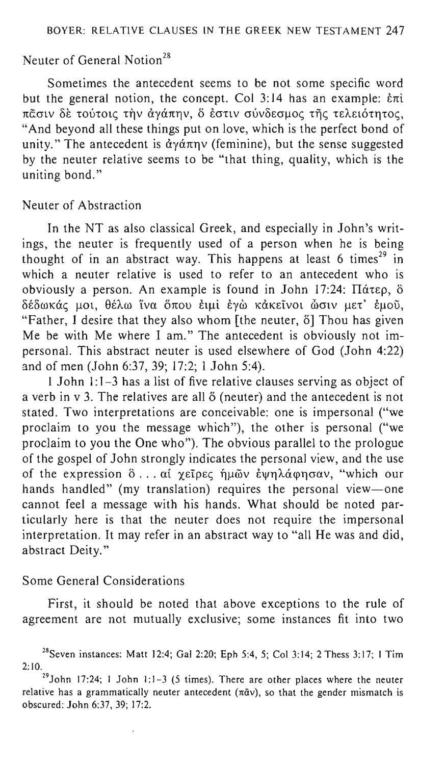### Neuter of General Notion[28]

Sometimes the antecedent seems to be not some specific word but the general notion, the concept. Col 3:14 has an example: ἐπὶ πᾶσιν δὲ τούτοις τὴν ἀγάπην, ὅ ἐστιν σύνδεσμος τῆς τελειότητος, "And beyond all these things put on love, which is the perfect bond of unity." The antecedent is ἀγάπην (feminine), but the sense suggested by the neuter relative seems to be "that thing, quality, which is the uniting bond."

### Neuter of Abstraction

In the NT as also classical Greek, and especially in John's writings, the neuter is frequently used of a person when he is being thought of in an abstract way. This happens at least 6 times[29] in which a neuter relative is used to refer to an antecedent who is obviously a person. An example is found in John 17:24: Πάτερ, ὃ δέδωκάς μοι, θέλω ἵνα ὅπου εἰμὶ ἐγὼ κἀκεῖνοι ὦσιν μετ' ἐμοῦ, "Father, I desire that they also whom [the neuter, ὅ] Thou has given Me be with Me where I am." The antecedent is obviously not impersonal. This abstract neuter is used elsewhere of God (John 4:22) and of men (John 6:37, 39; 17:2; 1 John 5:4).

1 John 1:1–3 has a list of five relative clauses serving as object of a verb in v 3. The relatives are all ὅ (neuter) and the antecedent is not stated. Two interpretations are conceivable: one is impersonal ("we proclaim to you the message which"), the other is personal ("we proclaim to you the One who"). The obvious parallel to the prologue of the gospel of John strongly indicates the personal view, and the use of the expression ὃ . . . αἱ χεῖρες ἡμῶν ἐψηλάφησαν, "which our hands handled" (my translation) requires the personal view—one cannot feel a message with his hands. What should be noted particularly here is that the neuter does not require the impersonal interpretation. It may refer in an abstract way to "all He was and did, abstract Deity."

### Some General Considerations

First, it should be noted that above exceptions to the rule of agreement are not mutually exclusive; some instances fit into two

[28] Seven instances: Matt 12:4; Gal 2:20; Eph 5:4, 5; Col 3:14; 2 Thess 3:17; 1 Tim 2:10.

[29] John 17:24; 1 John 1:1–3 (5 times). There are other places where the neuter relative has a grammatically neuter antecedent (πᾶν), so that the gender mismatch is obscured: John 6:37, 39; 17:2.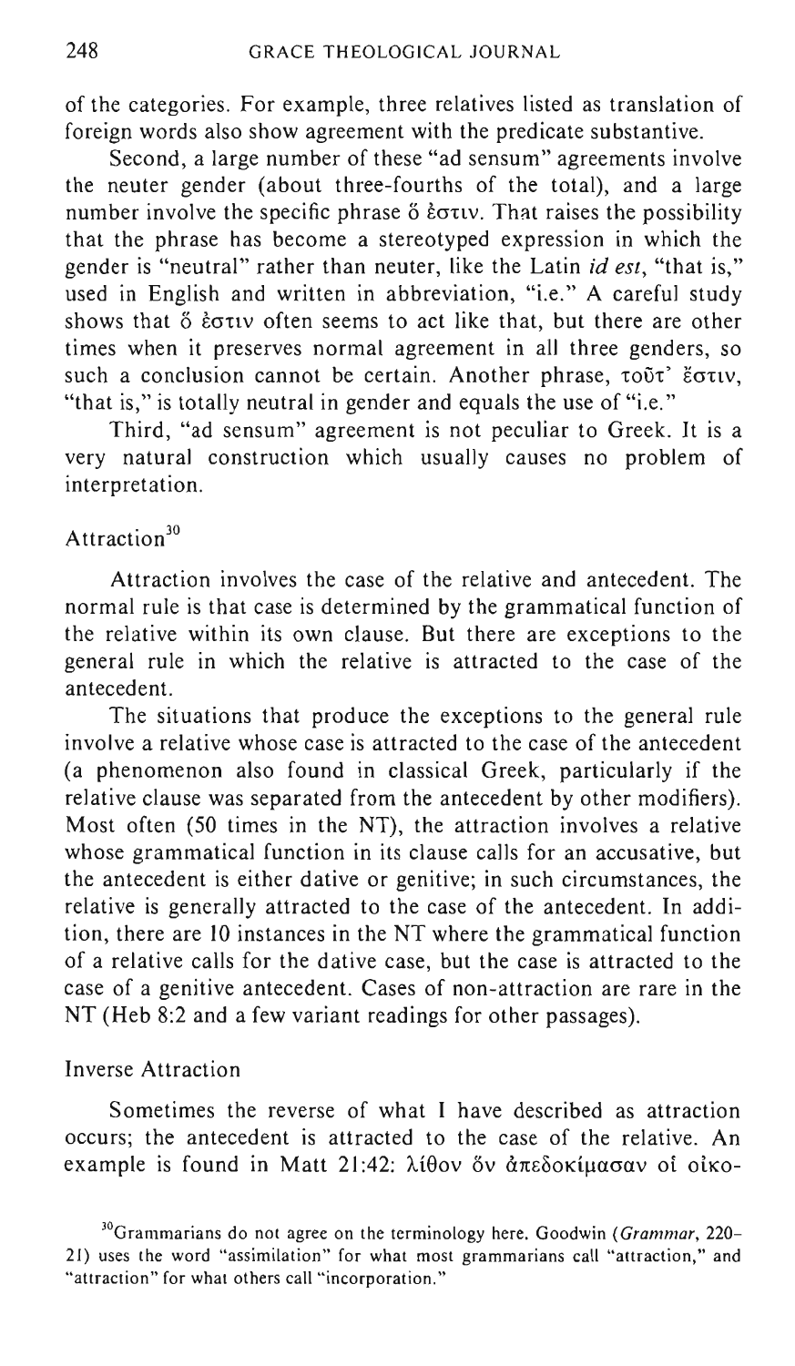of the categories. For example, three relatives listed as translation of foreign words also show agreement with the predicate substantive.

Second, a large number of these "ad sensum" agreements involve the neuter gender (about three-fourths of the total), and a large number involve the specific phrase ὅ ἐστιν. That raises the possibility that the phrase has become a stereotyped expression in which the gender is "neutral" rather than neuter, like the Latin *id est*, "that is," used in English and written in abbreviation, "i.e." A careful study shows that ὅ ἐστιν often seems to act like that, but there are other times when it preserves normal agreement in all three genders, so such a conclusion cannot be certain. Another phrase, τοῦτ᾽ ἔστιν, "that is," is totally neutral in gender and equals the use of "i.e."

Third, "ad sensum" agreement is not peculiar to Greek. It is a very natural construction which usually causes no problem of interpretation.

### Attraction[30]

Attraction involves the case of the relative and antecedent. The normal rule is that case is determined by the grammatical function of the relative within its own clause. But there are exceptions to the general rule in which the relative is attracted to the case of the antecedent.

The situations that produce the exceptions to the general rule involve a relative whose case is attracted to the case of the antecedent (a phenomenon also found in classical Greek, particularly if the relative clause was separated from the antecedent by other modifiers). Most often (50 times in the NT), the attraction involves a relative whose grammatical function in its clause calls for an accusative, but the antecedent is either dative or genitive; in such circumstances, the relative is generally attracted to the case of the antecedent. In addition, there are 10 instances in the NT where the grammatical function of a relative calls for the dative case, but the case is attracted to the case of a genitive antecedent. Cases of non-attraction are rare in the NT (Heb 8:2 and a few variant readings for other passages).

### Inverse Attraction

Sometimes the reverse of what I have described as attraction occurs; the antecedent is attracted to the case of the relative. An example is found in Matt 21:42: λίθον ὅν ἀπεδοκίμασαν οἱ οἰκο-

[30] Grammarians do not agree on the terminology here. Goodwin (*Grammar*, 220–21) uses the word "assimilation" for what most grammarians call "attraction," and "attraction" for what others call "incorporation."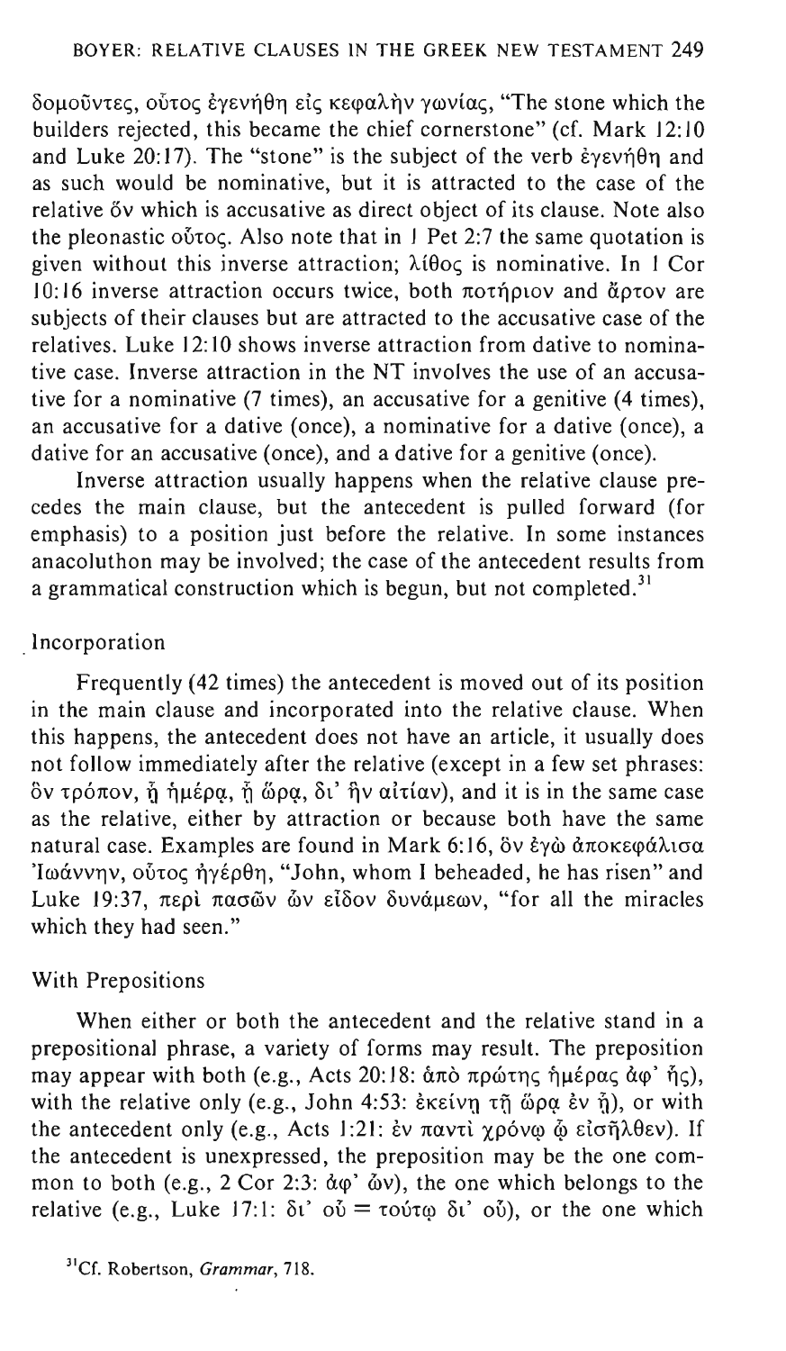δομοῦντες, οὗτος ἐγενήθη εἰς κεφαλὴν γωνίας, "The stone which the builders rejected, this became the chief cornerstone" (cf. Mark 12:10 and Luke 20:17). The "stone" is the subject of the verb ἐγενήθη and as such would be nominative, but it is attracted to the case of the relative ὅν which is accusative as direct object of its clause. Note also the pleonastic οὗτος. Also note that in 1 Pet 2:7 the same quotation is given without this inverse attraction; λίθος is nominative. In 1 Cor 10:16 inverse attraction occurs twice, both ποτήριον and ἄρτον are subjects of their clauses but are attracted to the accusative case of the relatives. Luke 12:10 shows inverse attraction from dative to nominative case. Inverse attraction in the NT involves the use of an accusative for a nominative (7 times), an accusative for a genitive (4 times), an accusative for a dative (once), a nominative for a dative (once), a dative for an accusative (once), and a dative for a genitive (once).

Inverse attraction usually happens when the relative clause precedes the main clause, but the antecedent is pulled forward (for emphasis) to a position just before the relative. In some instances anacoluthon may be involved; the case of the antecedent results from a grammatical construction which is begun, but not completed.[31]

### Incorporation

Frequently (42 times) the antecedent is moved out of its position in the main clause and incorporated into the relative clause. When this happens, the antecedent does not have an article, it usually does not follow immediately after the relative (except in a few set phrases: ὃν τρόπον, ᾗ ἡμέρᾳ, ᾗ ὥρᾳ, δι' ἣν αἰτίαν), and it is in the same case as the relative, either by attraction or because both have the same natural case. Examples are found in Mark 6:16, ὃν ἐγὼ ἀποκεφάλισα Ἰωάννην, οὗτος ἠγέρθη, "John, whom I beheaded, he has risen" and Luke 19:37, περὶ πασῶν ὧν εἶδον δυνάμεων, "for all the miracles which they had seen."

### With Prepositions

When either or both the antecedent and the relative stand in a prepositional phrase, a variety of forms may result. The preposition may appear with both (e.g., Acts 20:18: ἀπὸ πρώτης ἡμέρας ἀφ' ἧς), with the relative only (e.g., John 4:53: ἐκείνῃ τῇ ὥρᾳ ἐν ᾗ), or with the antecedent only (e.g., Acts 1:21: ἐν παντὶ χρόνῳ ᾧ εἰσῆλθεν). If the antecedent is unexpressed, the preposition may be the one common to both (e.g., 2 Cor 2:3: ἀφ' ὧν), the one which belongs to the relative (e.g., Luke 17:1: δι' οὗ = τούτῳ δι' οὗ), or the one which

[31]Cf. Robertson, *Grammar*, 718.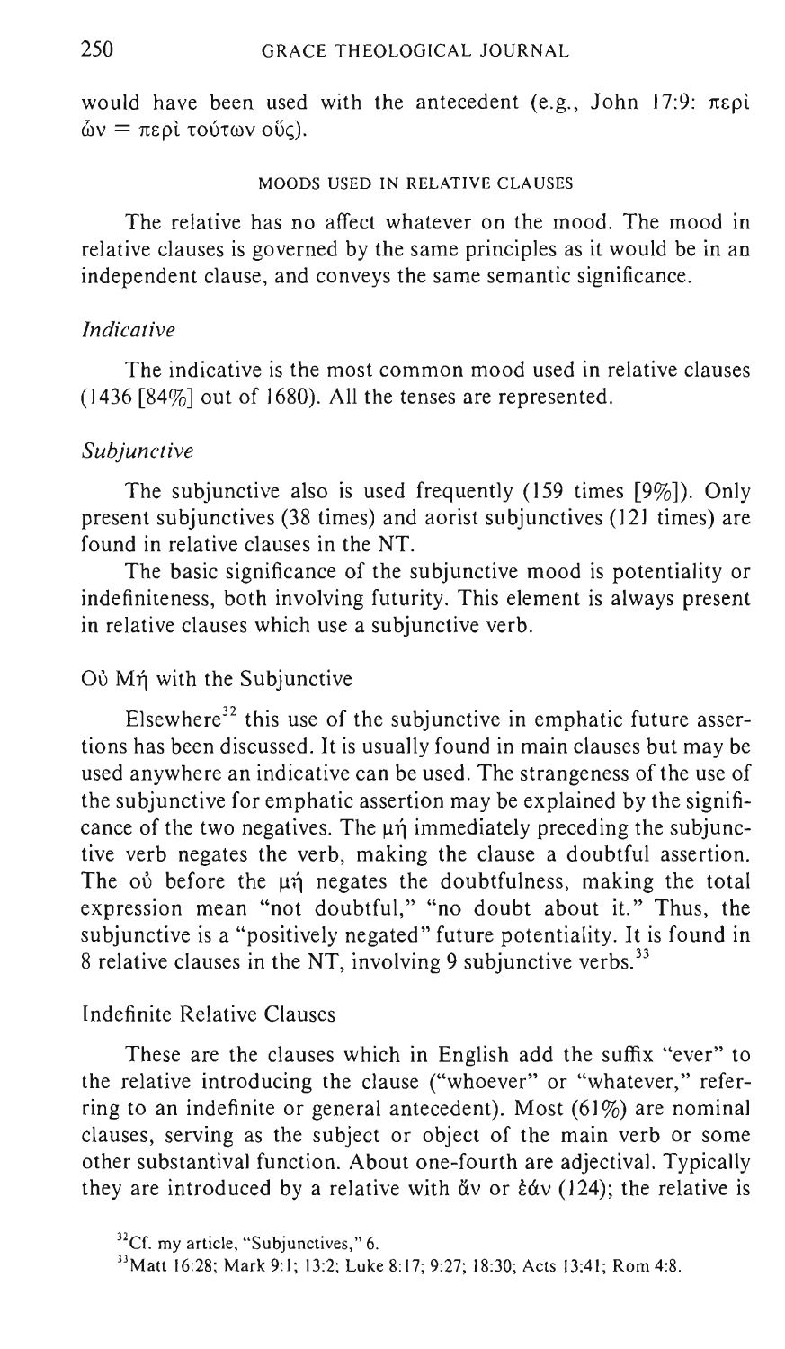would have been used with the antecedent (e.g., John 17:9: περὶ ὧν = περὶ τούτων οὕς).

## MOODS USED IN RELATIVE CLAUSES

The relative has no affect whatever on the mood. The mood in relative clauses is governed by the same principles as it would be in an independent clause, and conveys the same semantic significance.

### *Indicative*

The indicative is the most common mood used in relative clauses (1436 [84%] out of 1680). All the tenses are represented.

### *Subjunctive*

The subjunctive also is used frequently (159 times [9%]). Only present subjunctives (38 times) and aorist subjunctives (121 times) are found in relative clauses in the NT.

The basic significance of the subjunctive mood is potentiality or indefiniteness, both involving futurity. This element is always present in relative clauses which use a subjunctive verb.

#### Οὐ Μή with the Subjunctive

Elsewhere[32] this use of the subjunctive in emphatic future assertions has been discussed. It is usually found in main clauses but may be used anywhere an indicative can be used. The strangeness of the use of the subjunctive for emphatic assertion may be explained by the significance of the two negatives. The μή immediately preceding the subjunctive verb negates the verb, making the clause a doubtful assertion. The οὐ before the μή negates the doubtfulness, making the total expression mean "not doubtful," "no doubt about it." Thus, the subjunctive is a "positively negated" future potentiality. It is found in 8 relative clauses in the NT, involving 9 subjunctive verbs.[33]

#### Indefinite Relative Clauses

These are the clauses which in English add the suffix "ever" to the relative introducing the clause ("whoever" or "whatever," referring to an indefinite or general antecedent). Most (61%) are nominal clauses, serving as the subject or object of the main verb or some other substantival function. About one-fourth are adjectival. Typically they are introduced by a relative with ἄν or ἐάν (124); the relative is

[32]Cf. my article, "Subjunctives," 6.

[33]Matt 16:28; Mark 9:1; 13:2; Luke 8:17; 9:27; 18:30; Acts 13:41; Rom 4:8.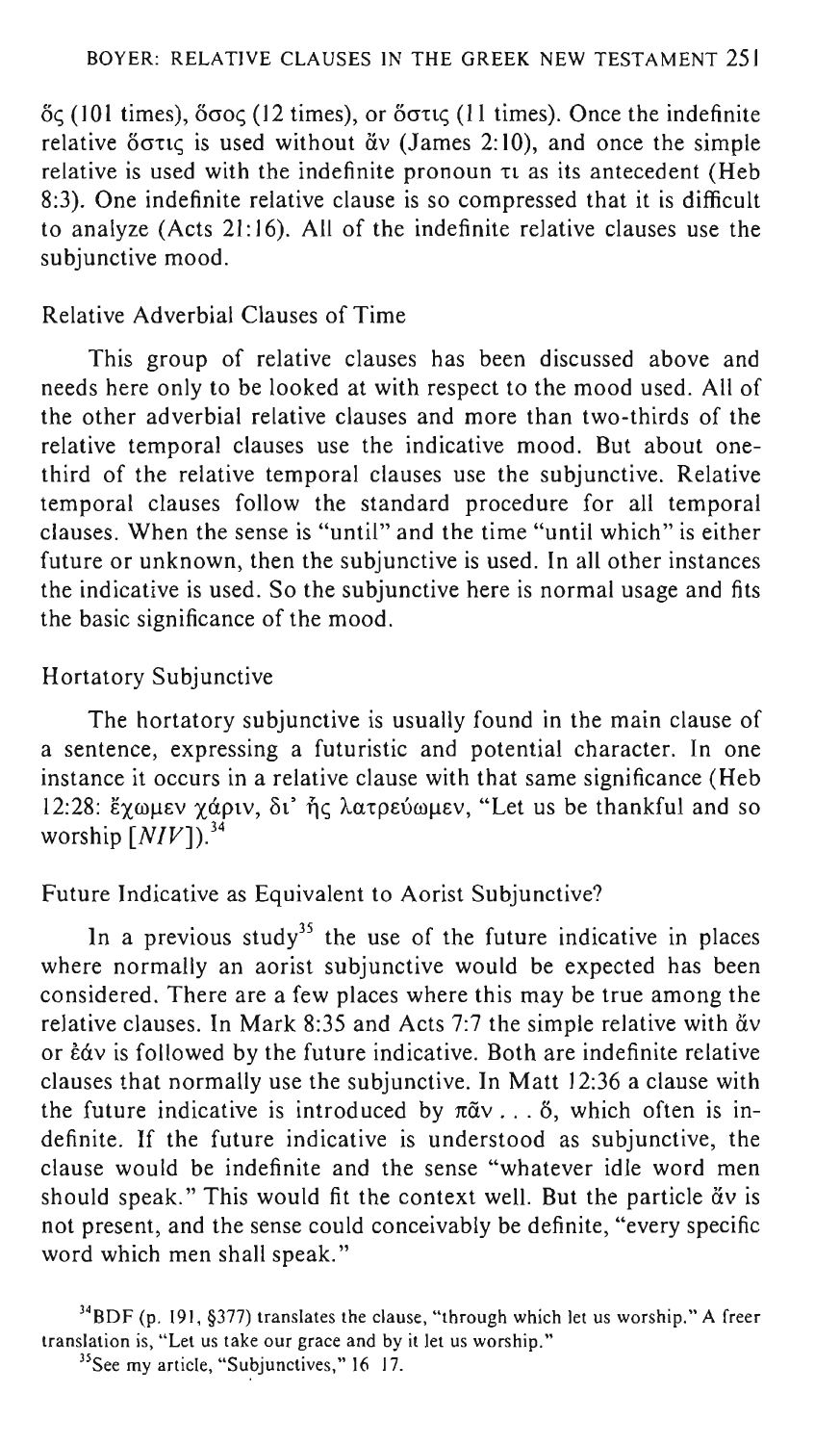ὅς (101 times), ὅσος (12 times), or ὅστις (11 times). Once the indefinite relative ὅστις is used without ἄν (James 2:10), and once the simple relative is used with the indefinite pronoun τι as its antecedent (Heb 8:3). One indefinite relative clause is so compressed that it is difficult to analyze (Acts 21:16). All of the indefinite relative clauses use the subjunctive mood.

### Relative Adverbial Clauses of Time

This group of relative clauses has been discussed above and needs here only to be looked at with respect to the mood used. All of the other adverbial relative clauses and more than two-thirds of the relative temporal clauses use the indicative mood. But about one-third of the relative temporal clauses use the subjunctive. Relative temporal clauses follow the standard procedure for all temporal clauses. When the sense is "until" and the time "until which" is either future or unknown, then the subjunctive is used. In all other instances the indicative is used. So the subjunctive here is normal usage and fits the basic significance of the mood.

### Hortatory Subjunctive

The hortatory subjunctive is usually found in the main clause of a sentence, expressing a futuristic and potential character. In one instance it occurs in a relative clause with that same significance (Heb 12:28: ἔχωμεν χάριν, δι' ἧς λατρεύωμεν, "Let us be thankful and so worship [*NIV*]).[34]

### Future Indicative as Equivalent to Aorist Subjunctive?

In a previous study[35] the use of the future indicative in places where normally an aorist subjunctive would be expected has been considered. There are a few places where this may be true among the relative clauses. In Mark 8:35 and Acts 7:7 the simple relative with ἄν or ἐάν is followed by the future indicative. Both are indefinite relative clauses that normally use the subjunctive. In Matt 12:36 a clause with the future indicative is introduced by πᾶν . . . ὅ, which often is indefinite. If the future indicative is understood as subjunctive, the clause would be indefinite and the sense "whatever idle word men should speak." This would fit the context well. But the particle ἄν is not present, and the sense could conceivably be definite, "every specific word which men shall speak."

[34] BDF (p. 191, §377) translates the clause, "through which let us worship." A freer translation is, "Let us take our grace and by it let us worship."

[35] See my article, "Subjunctives," 16 17.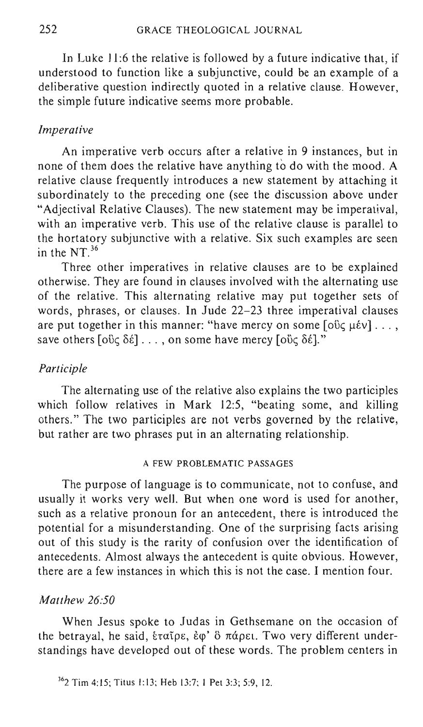In Luke 11:6 the relative is followed by a future indicative that, if understood to function like a subjunctive, could be an example of a deliberative question indirectly quoted in a relative clause. However, the simple future indicative seems more probable.

### *Imperative*

An imperative verb occurs after a relative in 9 instances, but in none of them does the relative have anything to do with the mood. A relative clause frequently introduces a new statement by attaching it subordinately to the preceding one (see the discussion above under "Adjectival Relative Clauses). The new statement may be imperatival, with an imperative verb. This use of the relative clause is parallel to the hortatory subjunctive with a relative. Six such examples are seen in the NT.[36]

Three other imperatives in relative clauses are to be explained otherwise. They are found in clauses involved with the alternating use of the relative. This alternating relative may put together sets of words, phrases, or clauses. In Jude 22–23 three imperatival clauses are put together in this manner: "have mercy on some [οὓς μέν] . . . , save others [οὓς δέ] . . . , on some have mercy [οὓς δέ]."

### *Participle*

The alternating use of the relative also explains the two participles which follow relatives in Mark 12:5, "beating some, and killing others." The two participles are not verbs governed by the relative, but rather are two phrases put in an alternating relationship.

## A FEW PROBLEMATIC PASSAGES

The purpose of language is to communicate, not to confuse, and usually it works very well. But when one word is used for another, such as a relative pronoun for an antecedent, there is introduced the potential for a misunderstanding. One of the surprising facts arising out of this study is the rarity of confusion over the identification of antecedents. Almost always the antecedent is quite obvious. However, there are a few instances in which this is not the case. I mention four.

### *Matthew 26:50*

When Jesus spoke to Judas in Gethsemane on the occasion of the betrayal, he said, ἑταῖρε, ἐφ' ὃ πάρει. Two very different understandings have developed out of these words. The problem centers in

[36] 2 Tim 4:15; Titus 1:13; Heb 13:7; 1 Pet 3:3; 5:9, 12.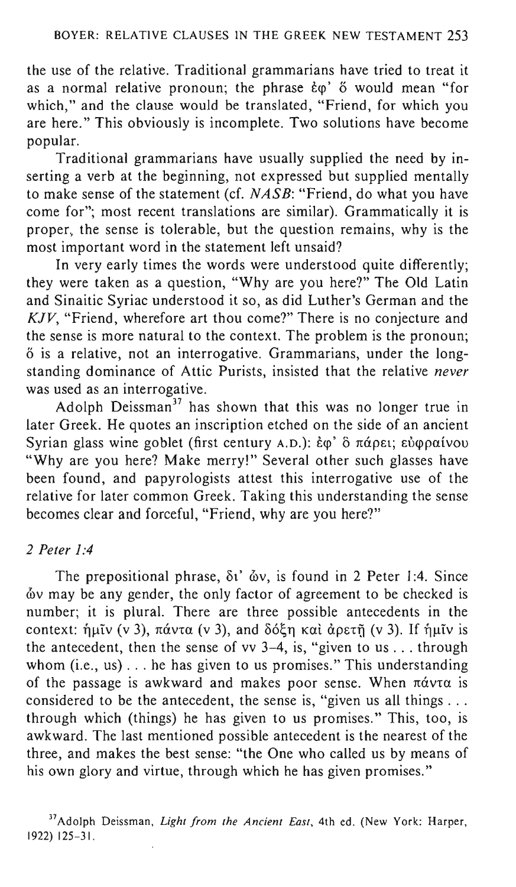the use of the relative. Traditional grammarians have tried to treat it as a normal relative pronoun; the phrase ἐφ' ὅ would mean "for which," and the clause would be translated, "Friend, for which you are here." This obviously is incomplete. Two solutions have become popular.

Traditional grammarians have usually supplied the need by inserting a verb at the beginning, not expressed but supplied mentally to make sense of the statement (cf. *NASB*: "Friend, do what you have come for"; most recent translations are similar). Grammatically it is proper, the sense is tolerable, but the question remains, why is the most important word in the statement left unsaid?

In very early times the words were understood quite differently; they were taken as a question, "Why are you here?" The Old Latin and Sinaitic Syriac understood it so, as did Luther's German and the *KJV*, "Friend, wherefore art thou come?" There is no conjecture and the sense is more natural to the context. The problem is the pronoun; ὅ is a relative, not an interrogative. Grammarians, under the long-standing dominance of Attic Purists, insisted that the relative *never* was used as an interrogative.

Adolph Deissman[37] has shown that this was no longer true in later Greek. He quotes an inscription etched on the side of an ancient Syrian glass wine goblet (first century A.D.): ἐφ' ὅ πάρει; εὐφραίνου "Why are you here? Make merry!" Several other such glasses have been found, and papyrologists attest this interrogative use of the relative for later common Greek. Taking this understanding the sense becomes clear and forceful, "Friend, why are you here?"

### *2 Peter 1:4*

The prepositional phrase, δι' ὧν, is found in 2 Peter 1:4. Since ὧν may be any gender, the only factor of agreement to be checked is number; it is plural. There are three possible antecedents in the context: ἡμῖν (v 3), πάντα (v 3), and δόξῃ καὶ ἀρετῇ (v 3). If ἡμῖν is the antecedent, then the sense of vv 3–4, is, "given to us . . . through whom (i.e., us) . . . he has given to us promises." This understanding of the passage is awkward and makes poor sense. When πάντα is considered to be the antecedent, the sense is, "given us all things . . . through which (things) he has given to us promises." This, too, is awkward. The last mentioned possible antecedent is the nearest of the three, and makes the best sense: "the One who called us by means of his own glory and virtue, through which he has given promises."

[37] Adolph Deissman, *Light from the Ancient East*, 4th ed. (New York: Harper, 1922) 125–31.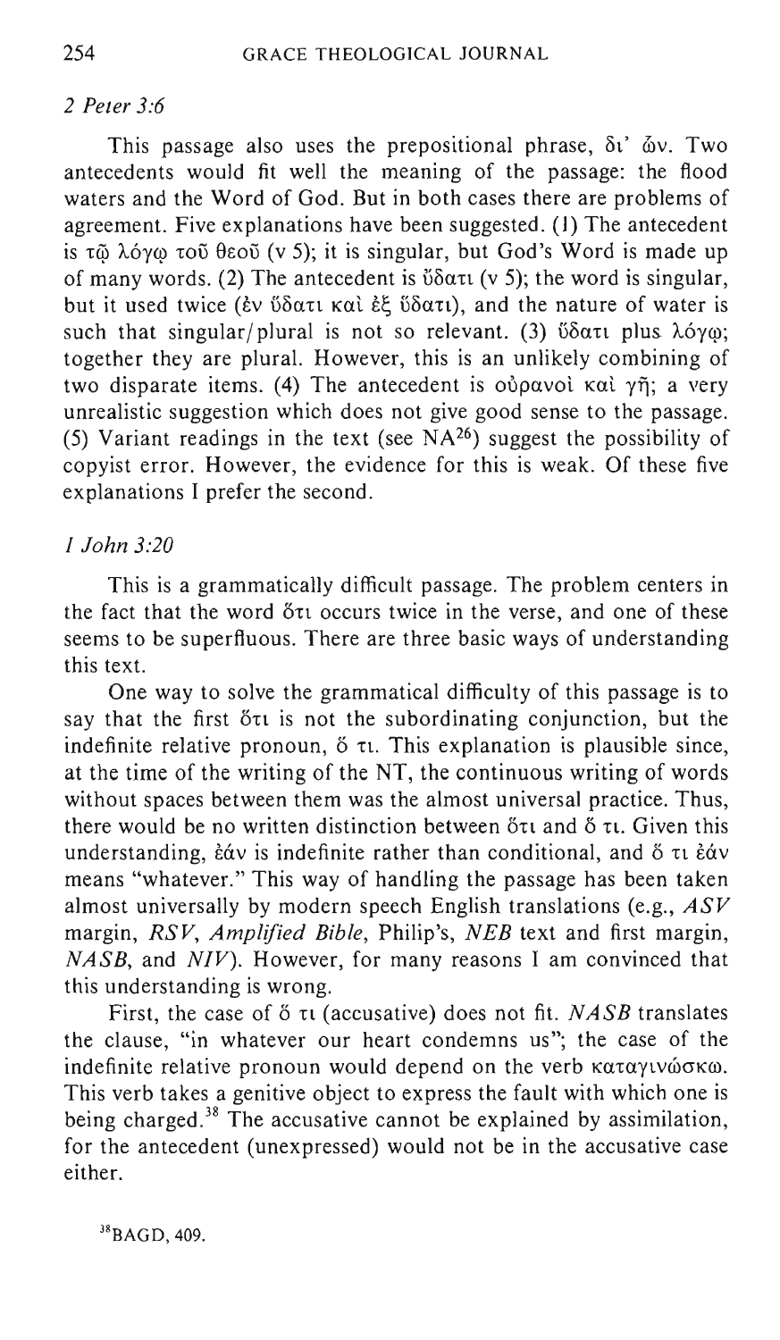*2 Peter 3:6*

This passage also uses the prepositional phrase, δι' ὧν. Two antecedents would fit well the meaning of the passage: the flood waters and the Word of God. But in both cases there are problems of agreement. Five explanations have been suggested. (1) The antecedent is τῷ λόγῳ τοῦ θεοῦ (v 5); it is singular, but God's Word is made up of many words. (2) The antecedent is ὕδατι (v 5); the word is singular, but it used twice (ἐν ὕδατι καὶ ἐξ ὕδατι), and the nature of water is such that singular/plural is not so relevant. (3) ὕδατι plus λόγῳ; together they are plural. However, this is an unlikely combining of two disparate items. (4) The antecedent is οὐρανοὶ καὶ γῆ; a very unrealistic suggestion which does not give good sense to the passage. (5) Variant readings in the text (see $NA^{26}$) suggest the possibility of copyist error. However, the evidence for this is weak. Of these five explanations I prefer the second.

*1 John 3:20*

This is a grammatically difficult passage. The problem centers in the fact that the word ὅτι occurs twice in the verse, and one of these seems to be superfluous. There are three basic ways of understanding this text.

One way to solve the grammatical difficulty of this passage is to say that the first ὅτι is not the subordinating conjunction, but the indefinite relative pronoun, ὅ τι. This explanation is plausible since, at the time of the writing of the NT, the continuous writing of words without spaces between them was the almost universal practice. Thus, there would be no written distinction between ὅτι and ὅ τι. Given this understanding, ἐάν is indefinite rather than conditional, and ὅ τι ἐάν means "whatever." This way of handling the passage has been taken almost universally by modern speech English translations (e.g., *ASV* margin, *RSV*, *Amplified Bible*, Philip's, *NEB* text and first margin, *NASB*, and *NIV*). However, for many reasons I am convinced that this understanding is wrong.

First, the case of ὅ τι (accusative) does not fit. *NASB* translates the clause, "in whatever our heart condemns us"; the case of the indefinite relative pronoun would depend on the verb καταγινώσκω. This verb takes a genitive object to express the fault with which one is being charged.[38] The accusative cannot be explained by assimilation, for the antecedent (unexpressed) would not be in the accusative case either.

[38]BAGD, 409.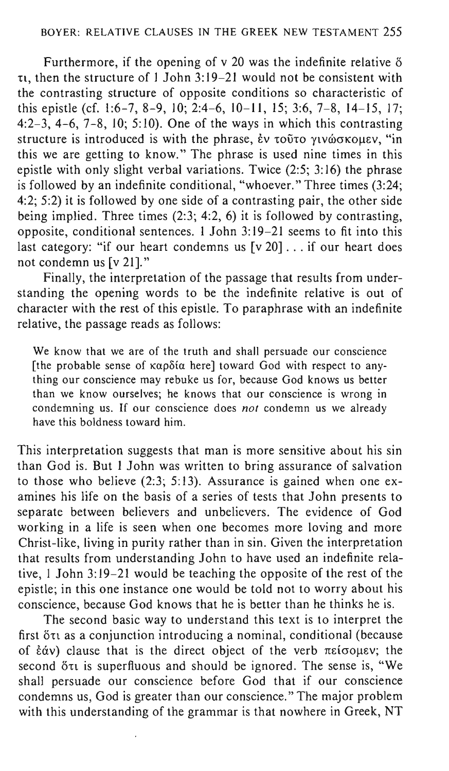Furthermore, if the opening of v 20 was the indefinite relative ὅ τι, then the structure of 1 John 3:19–21 would not be consistent with the contrasting structure of opposite conditions so characteristic of this epistle (cf. 1:6–7, 8–9, 10; 2:4–6, 10–11, 15; 3:6, 7–8, 14–15, 17; 4:2–3, 4–6, 7–8, 10; 5:10). One of the ways in which this contrasting structure is introduced is with the phrase, ἐν τοῦτο γινώσκομεν, "in this we are getting to know." The phrase is used nine times in this epistle with only slight verbal variations. Twice (2:5; 3:16) the phrase is followed by an indefinite conditional, "whoever." Three times (3:24; 4:2; 5:2) it is followed by one side of a contrasting pair, the other side being implied. Three times (2:3; 4:2, 6) it is followed by contrasting, opposite, conditional sentences. 1 John 3:19–21 seems to fit into this last category: "if our heart condemns us [v 20] . . . if our heart does not condemn us [v 21]."

Finally, the interpretation of the passage that results from understanding the opening words to be the indefinite relative is out of character with the rest of this epistle. To paraphrase with an indefinite relative, the passage reads as follows:

> We know that we are of the truth and shall persuade our conscience [the probable sense of καρδία here] toward God with respect to anything our conscience may rebuke us for, because God knows us better than we know ourselves; he knows that our conscience is wrong in condemning us. If our conscience does *not* condemn us we already have this boldness toward him.

This interpretation suggests that man is more sensitive about his sin than God is. But 1 John was written to bring assurance of salvation to those who believe (2:3; 5:13). Assurance is gained when one examines his life on the basis of a series of tests that John presents to separate between believers and unbelievers. The evidence of God working in a life is seen when one becomes more loving and more Christ-like, living in purity rather than in sin. Given the interpretation that results from understanding John to have used an indefinite relative, 1 John 3:19–21 would be teaching the opposite of the rest of the epistle; in this one instance one would be told not to worry about his conscience, because God knows that he is better than he thinks he is.

The second basic way to understand this text is to interpret the first ὅτι as a conjunction introducing a nominal, conditional (because of ἐάν) clause that is the direct object of the verb πείσομεν; the second ὅτι is superfluous and should be ignored. The sense is, "We shall persuade our conscience before God that if our conscience condemns us, God is greater than our conscience." The major problem with this understanding of the grammar is that nowhere in Greek, NT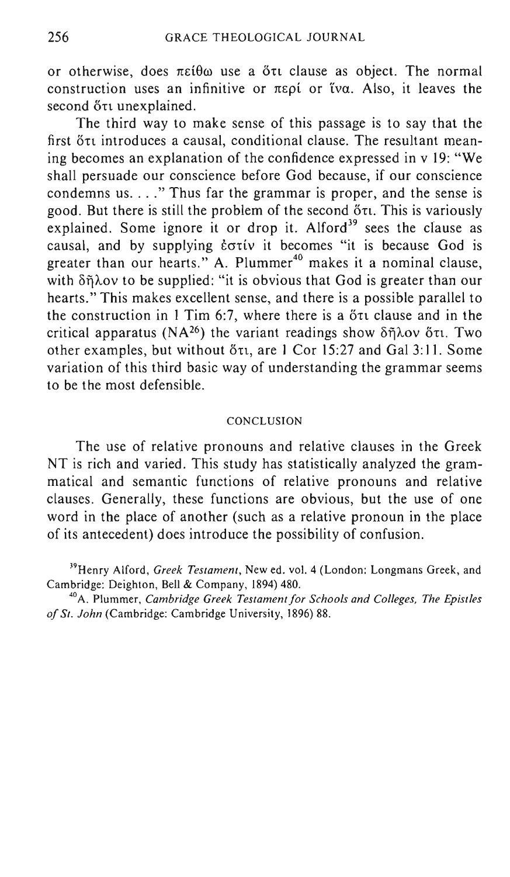or otherwise, does πείθω use a ὅτι clause as object. The normal construction uses an infinitive or περί or ἵνα. Also, it leaves the second ὅτι unexplained.

The third way to make sense of this passage is to say that the first ὅτι introduces a causal, conditional clause. The resultant meaning becomes an explanation of the confidence expressed in v 19: "We shall persuade our conscience before God because, if our conscience condemns us. . . ." Thus far the grammar is proper, and the sense is good. But there is still the problem of the second ὅτι. This is variously explained. Some ignore it or drop it. Alford[39] sees the clause as causal, and by supplying ἐστίν it becomes "it is because God is greater than our hearts." A. Plummer[40] makes it a nominal clause, with δῆλον to be supplied: "it is obvious that God is greater than our hearts." This makes excellent sense, and there is a possible parallel to the construction in 1 Tim 6:7, where there is a ὅτι clause and in the critical apparatus (NA[26]) the variant readings show δῆλον ὅτι. Two other examples, but without ὅτι, are 1 Cor 15:27 and Gal 3:11. Some variation of this third basic way of understanding the grammar seems to be the most defensible.

## CONCLUSION

The use of relative pronouns and relative clauses in the Greek NT is rich and varied. This study has statistically analyzed the grammatical and semantic functions of relative pronouns and relative clauses. Generally, these functions are obvious, but the use of one word in the place of another (such as a relative pronoun in the place of its antecedent) does introduce the possibility of confusion.

[39] Henry Alford, *Greek Testament*, New ed. vol. 4 (London: Longmans Greek, and Cambridge: Deighton, Bell & Company, 1894) 480.

[40] A. Plummer, *Cambridge Greek Testament for Schools and Colleges, The Epistles of St. John* (Cambridge: Cambridge University, 1896) 88.